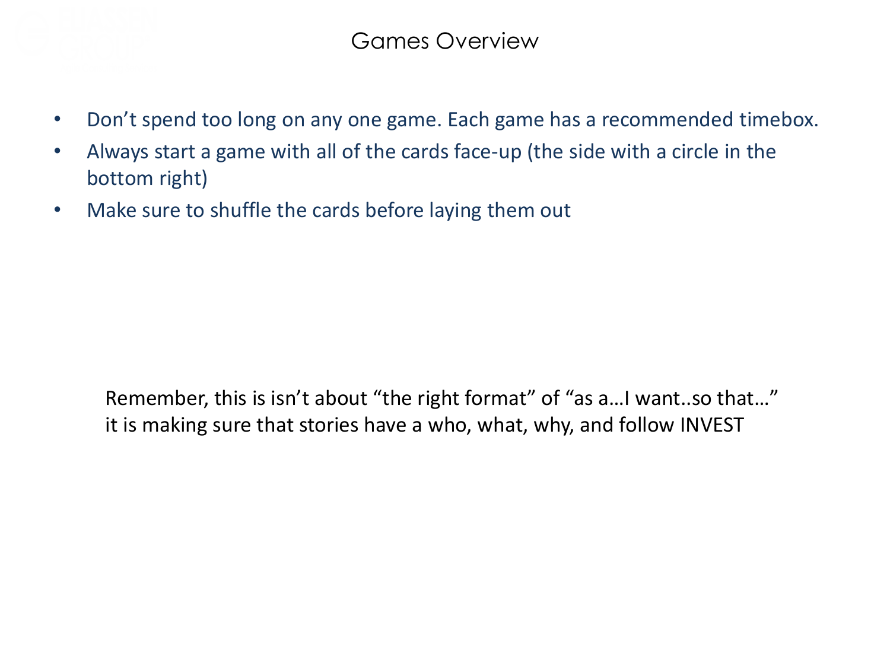# Games Overview

- Don't spend too long on any one game. Each game has a recommended timebox.
- Always start a game with all of the cards face-up (the side with a circle in the bottom right)
- Make sure to shuffle the cards before laying them out

Remember, this is isn't about "the right format" of "as a…I want..so that…" it is making sure that stories have a who, what, why, and follow INVEST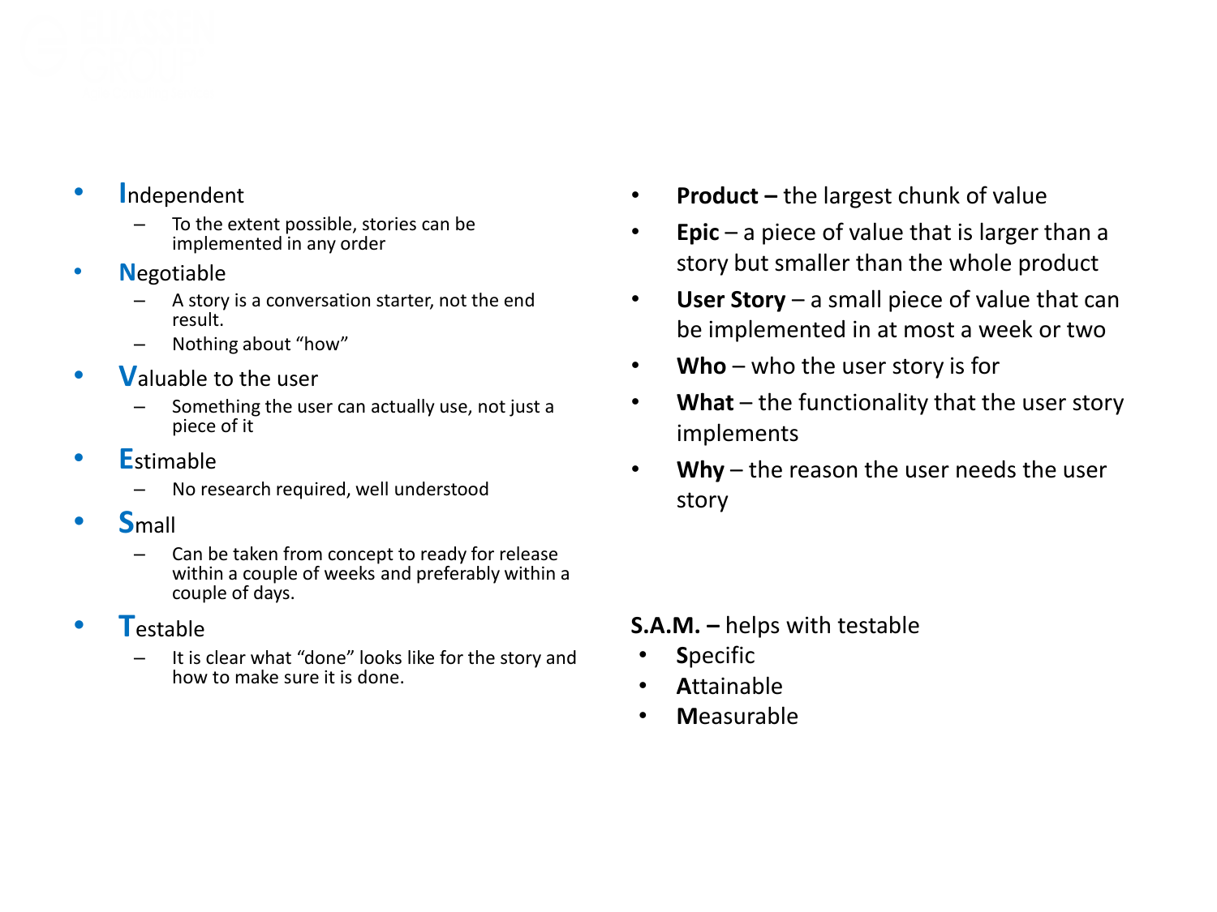- **I**ndependent
  - To the extent possible, stories can be implemented in any order
- **N**egotiable
  - A story is a conversation starter, not the end result.
  - Nothing about "how"
- **V**aluable to the user
  - Something the user can actually use, not just a piece of it
- **E**stimable
  - No research required, well understood
- **S**mall
  - Can be taken from concept to ready for release within a couple of weeks and preferably within a couple of days.
- **T**estable
  - It is clear what "done" looks like for the story and how to make sure it is done.

- **Product –** the largest chunk of value
- **Epic** – a piece of value that is larger than a story but smaller than the whole product
- **User Story** – a small piece of value that can be implemented in at most a week or two
- **Who** – who the user story is for
- **What** – the functionality that the user story implements
- **Why** – the reason the user needs the user story

**S.A.M. –** helps with testable

- **S**pecific
- **A**ttainable
- **M**easurable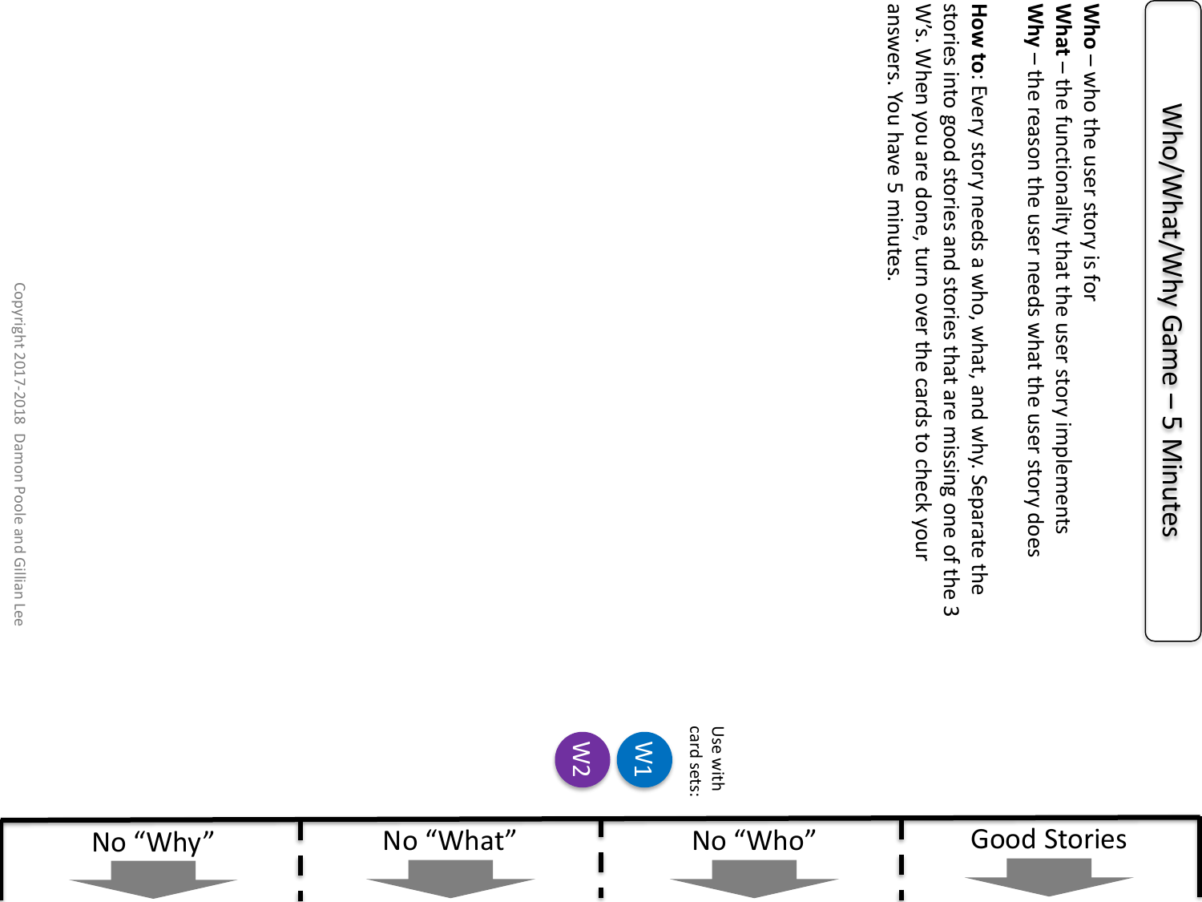# Who/What/Why Game – 5 Minutes

**Who** – who the user story is for
**What** – the functionality that the user story implements
**Why** – the reason the user needs what the user story does

**How to**: Every story needs a who, what, and why. Separate the stories into good stories and stories that are missing one of the 3 W's. When you are done, turn over the cards to check your answers. You have 5 minutes.

Use with card sets: W1 W2

| Good Stories | No "Who" | No "What" | No "Why" |
| --- | --- | --- | --- |

Copyright 2017-2018 Damon Poole and Gillian Lee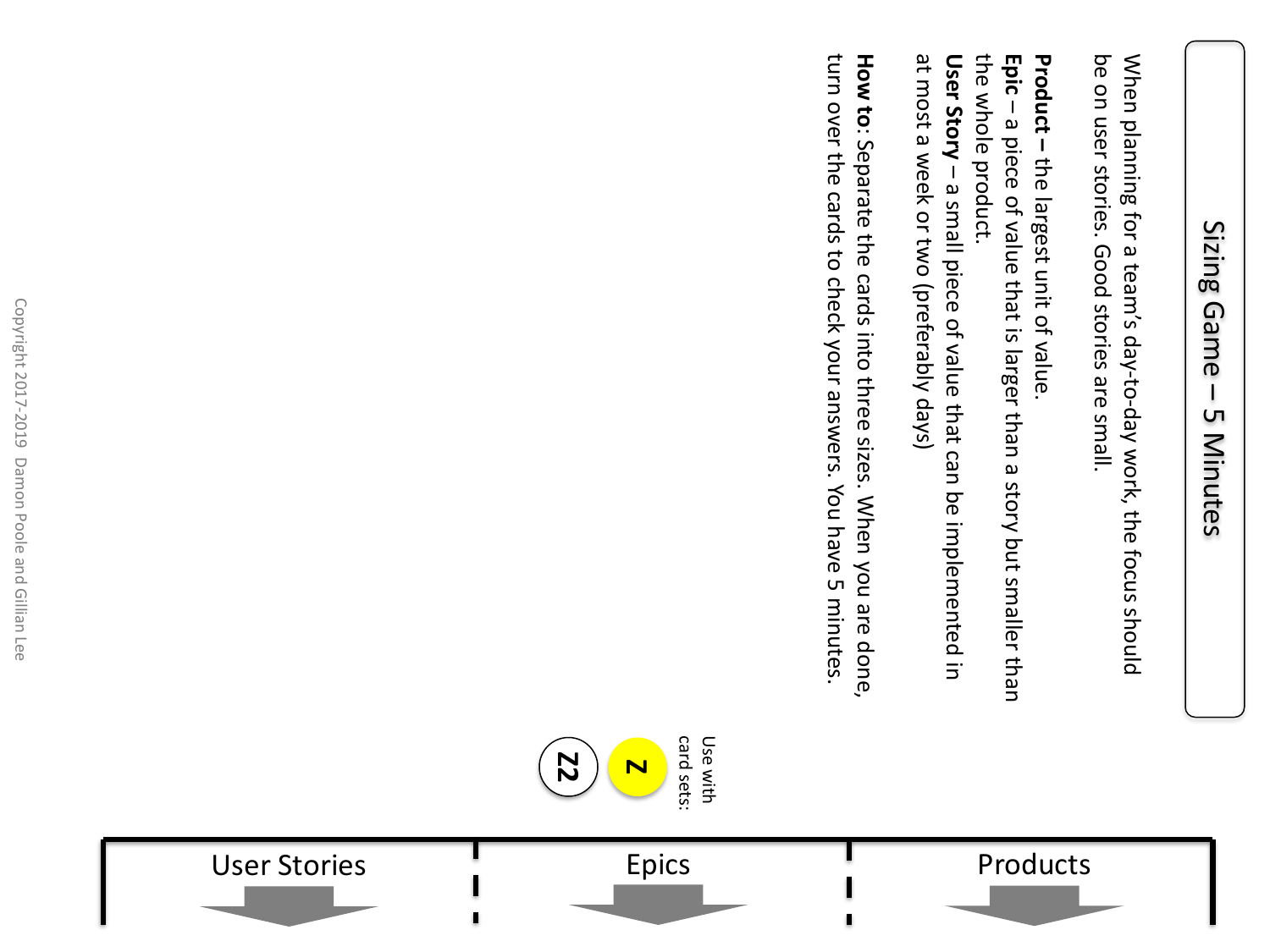# Sizing Game – 5 Minutes

When planning for a team's day-to-day work, the focus should be on user stories. Good stories are small.

**Product –** the largest unit of value.

**Epic** – a piece of value that is larger than a story but smaller than the whole product.

**User Story** – a small piece of value that can be implemented in at most a week or two (preferably days)

**How to**: Separate the cards into three sizes. When you are done, turn over the cards to check your answers. You have 5 minutes.

Use with card sets: Z, Z2

| Products | Epics | User Stories |
| --- | --- | --- |

Copyright 2017-2019 Damon Poole and Gillian Lee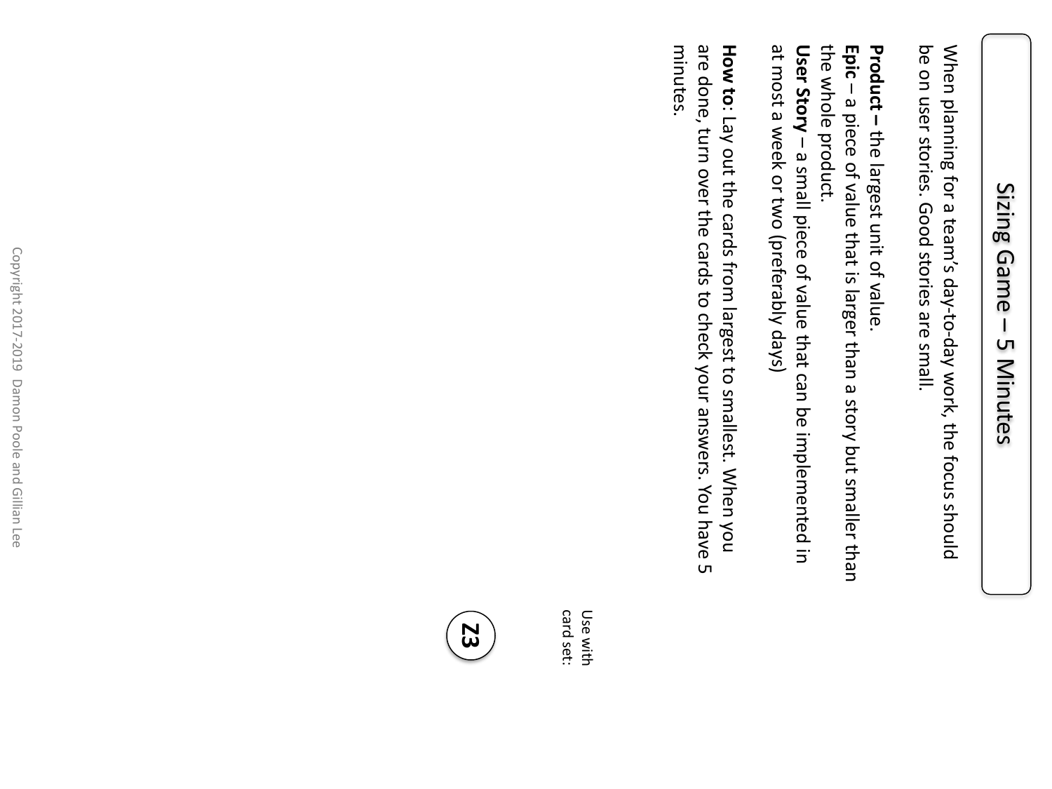# Sizing Game – 5 Minutes

When planning for a team's day-to-day work, the focus should be on user stories. Good stories are small.

**Product –** the largest unit of value.
**Epic** – a piece of value that is larger than a story but smaller than the whole product.
**User Story** – a small piece of value that can be implemented in at most a week or two (preferably days)

**How to**: Lay out the cards from largest to smallest. When you are done, turn over the cards to check your answers. You have 5 minutes.

Use with card set:

**Z3**

Copyright 2017-2019 Damon Poole and Gillian Lee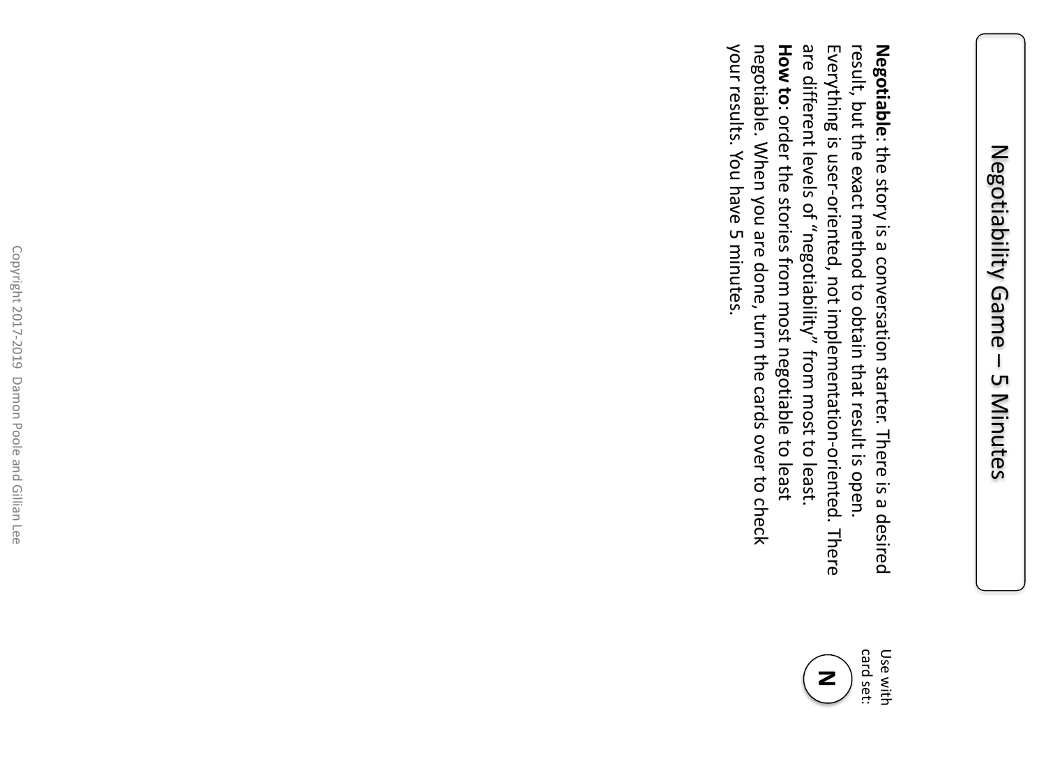# Negotiability Game – 5 Minutes

Use with card set: **N**

**Negotiable**: the story is a conversation starter. There is a desired result, but the exact method to obtain that result is open. Everything is user-oriented, not implementation-oriented. There are different levels of "negotiability" from most to least.

**How to**: order the stories from most negotiable to least negotiable. When you are done, turn the cards over to check your results. You have 5 minutes.

Copyright 2017-2019 Damon Poole and Gillian Lee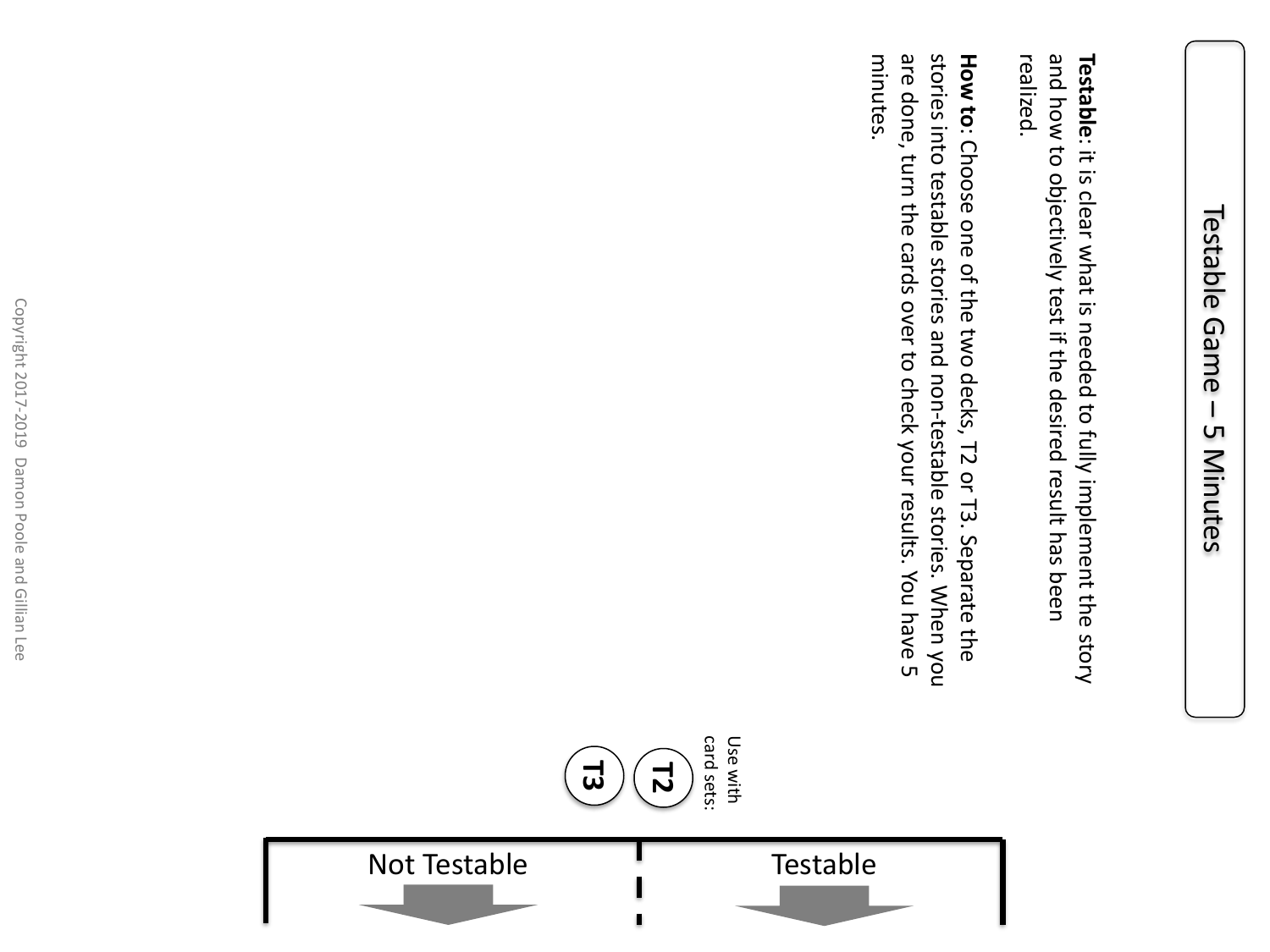# Testable Game – 5 Minutes

**Testable**: it is clear what is needed to fully implement the story and how to objectively test if the desired result has been realized.

**How to**: Choose one of the two decks, T2 or T3. Separate the stories into testable stories and non-testable stories. When you are done, turn the cards over to check your results. You have 5 minutes.

Use with card sets:

**T2**

**T3**

| Testable | Not Testable |
| --- | --- |

Copyright 2017-2019 Damon Poole and Gillian Lee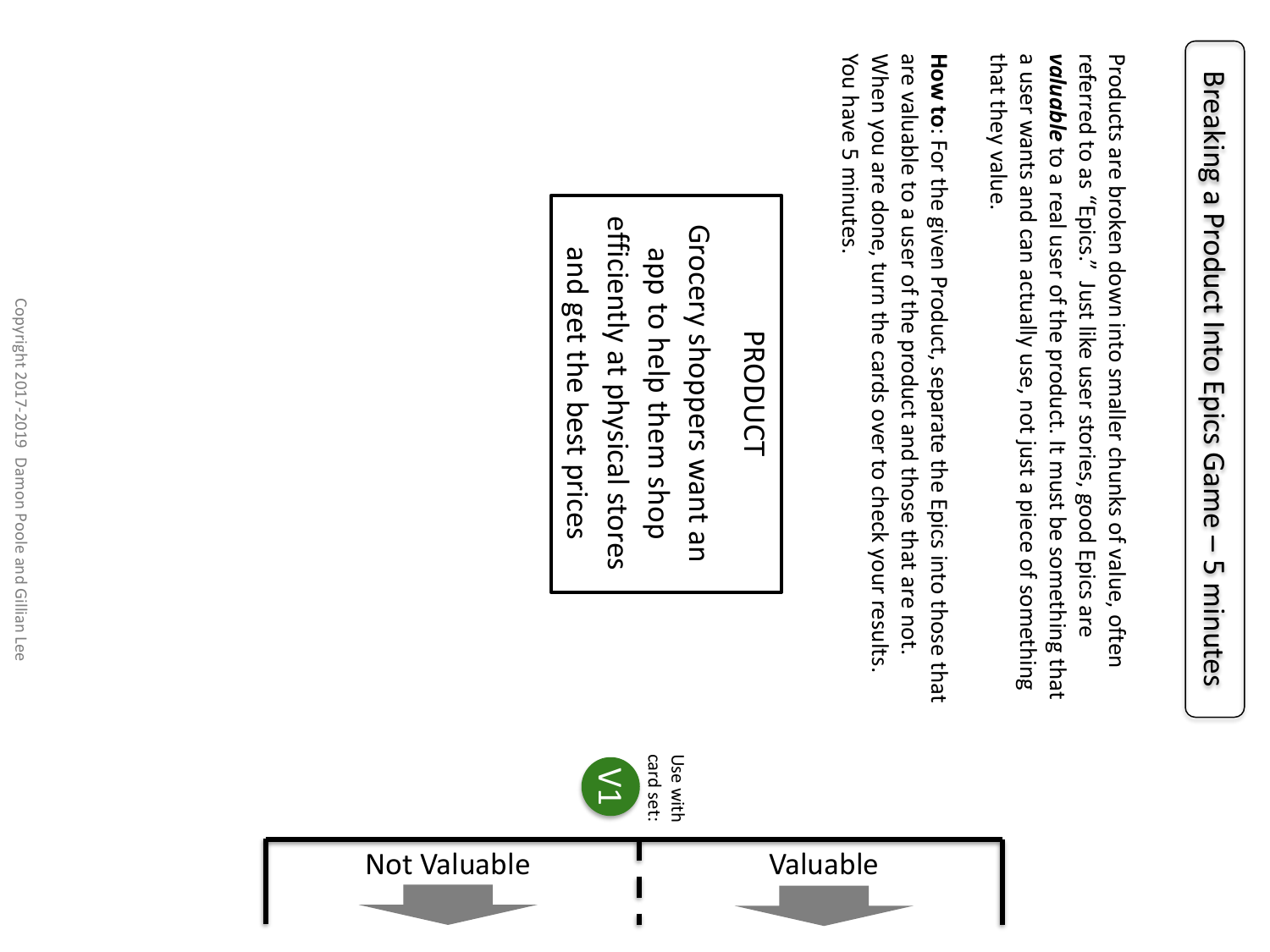# Breaking a Product Into Epics Game – 5 minutes

Products are broken down into smaller chunks of value, often referred to as "Epics." Just like user stories, good Epics are ***valuable*** to a real user of the product. It must be something that a user wants and can actually use, not just a piece of something that they value.

**How to**: For the given Product, separate the Epics into those that are valuable to a user of the product and those that are not. When you are done, turn the cards over to check your results. You have 5 minutes.

PRODUCT

Grocery shoppers want an app to help them shop efficiently at physical stores and get the best prices

Use with card set: V1

| Valuable | Not Valuable |
| --- | --- |

Copyright 2017-2019 Damon Poole and Gillian Lee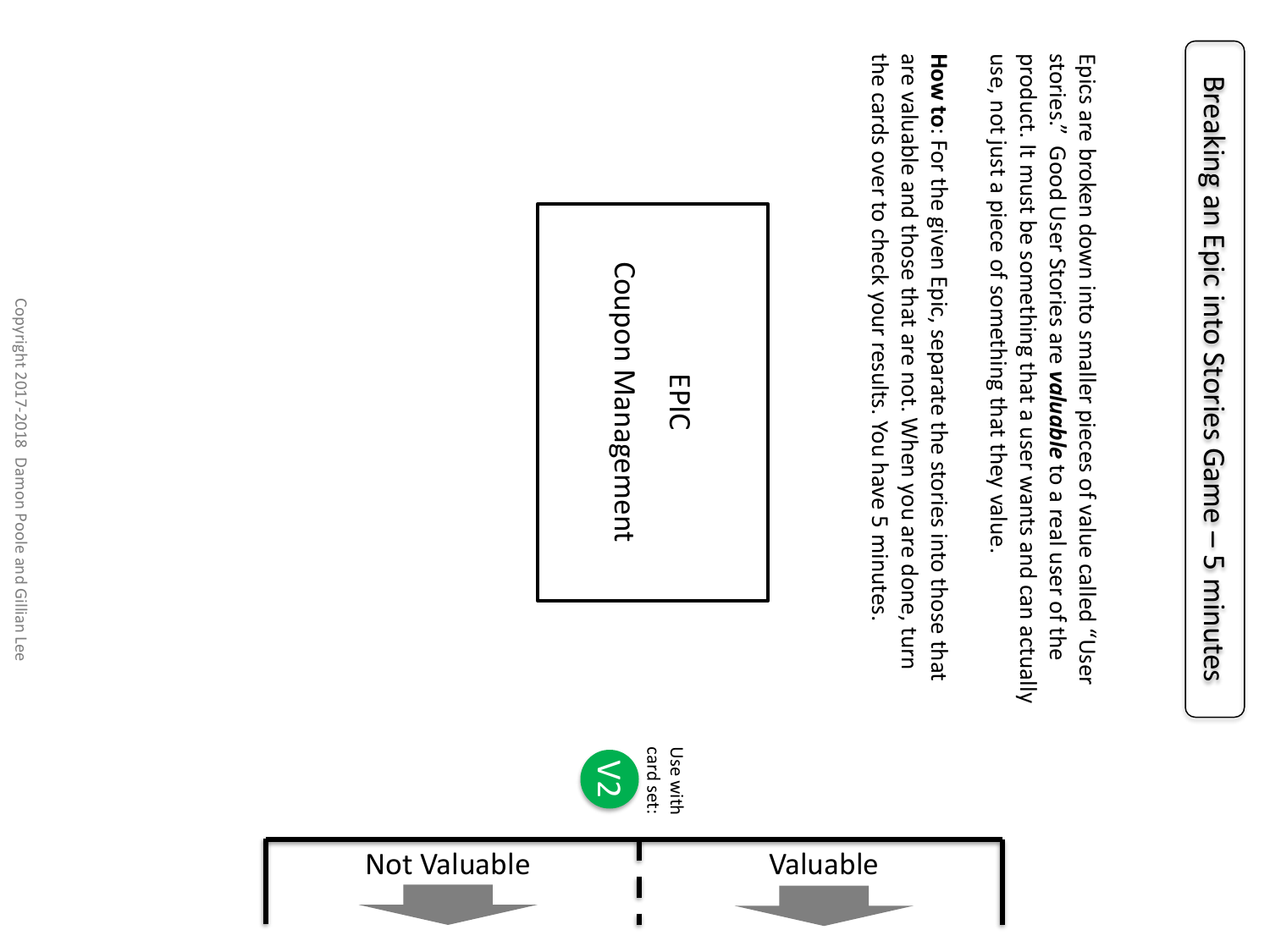# Breaking an Epic into Stories Game – 5 minutes

Epics are broken down into smaller pieces of value called "User stories." Good User Stories are ***valuable*** to a real user of the product. It must be something that a user wants and can actually use, not just a piece of something that they value.

**How to**: For the given Epic, separate the stories into those that are valuable and those that are not. When you are done, turn the cards over to check your results. You have 5 minutes.

EPIC

Coupon Management

Use with card set: V2

| Valuable | Not Valuable |
| --- | --- |

Copyright 2017-2018 Damon Poole and Gillian Lee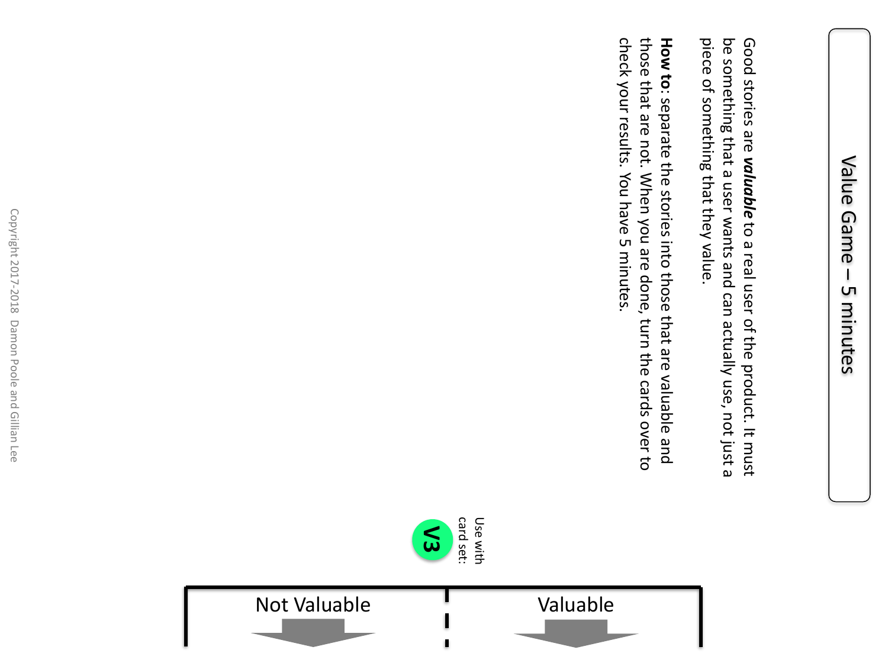# Value Game – 5 minutes

Good stories are ***valuable*** to a real user of the product. It must be something that a user wants and can actually use, not just a piece of something that they value.

**How to**: separate the stories into those that are valuable and those that are not. When you are done, turn the cards over to check your results. You have 5 minutes.

Use with card set: **V3**

| Valuable | Not Valuable |
| --- | --- |

Copyright 2017-2018 Damon Poole and Gillian Lee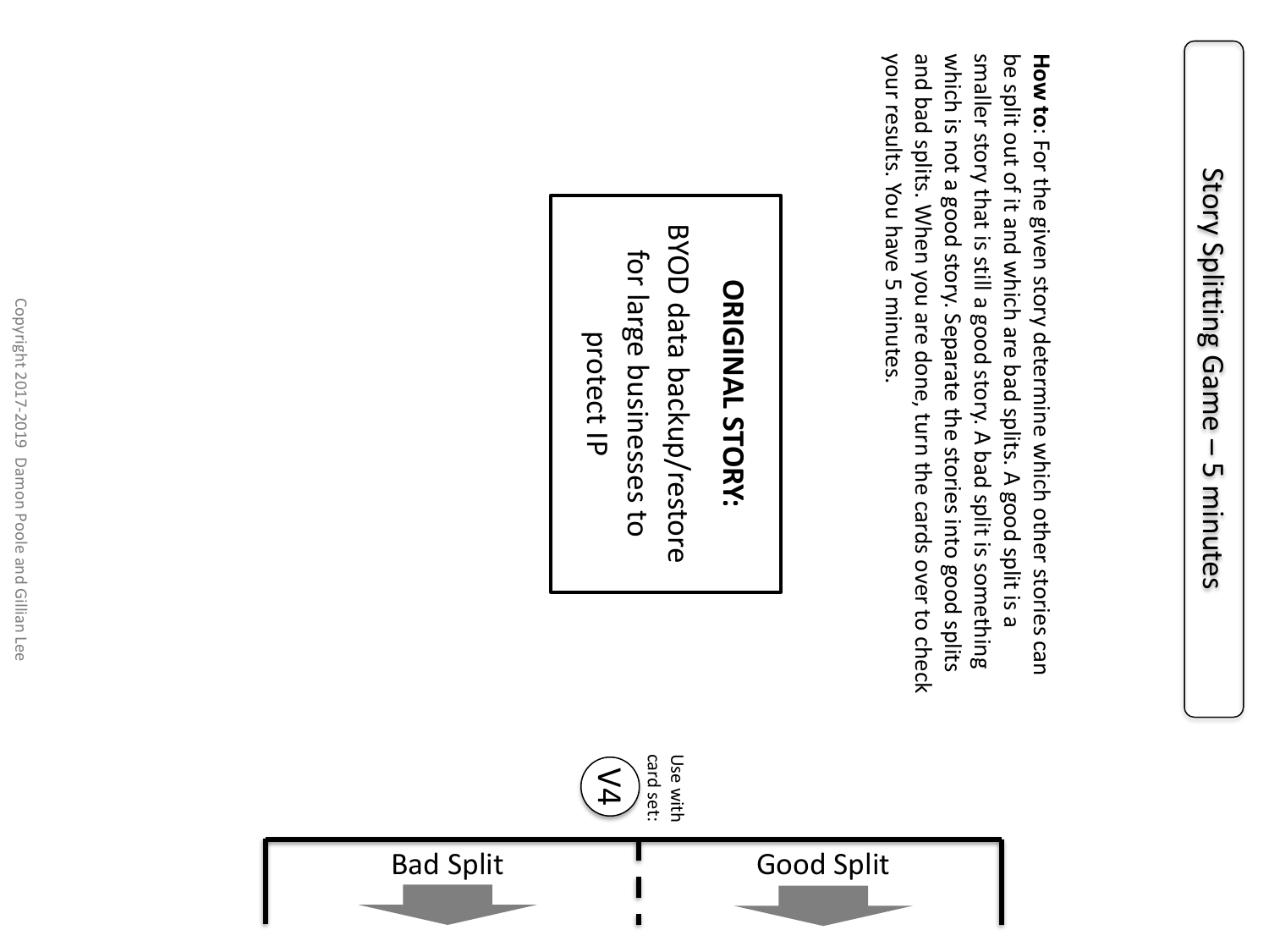# Story Splitting Game – 5 minutes

**How to**: For the given story determine which other stories can be split out of it and which are bad splits. A good split is a smaller story that is still a good story. A bad split is something which is not a good story. Separate the stories into good splits and bad splits. When you are done, turn the cards over to check your results. You have 5 minutes.

**ORIGINAL STORY:**
BYOD data backup/restore for large businesses to protect IP

Use with card set: V4

| Good Split | Bad Split |
| --- | --- |

Copyright 2017-2019 Damon Poole and Gillian Lee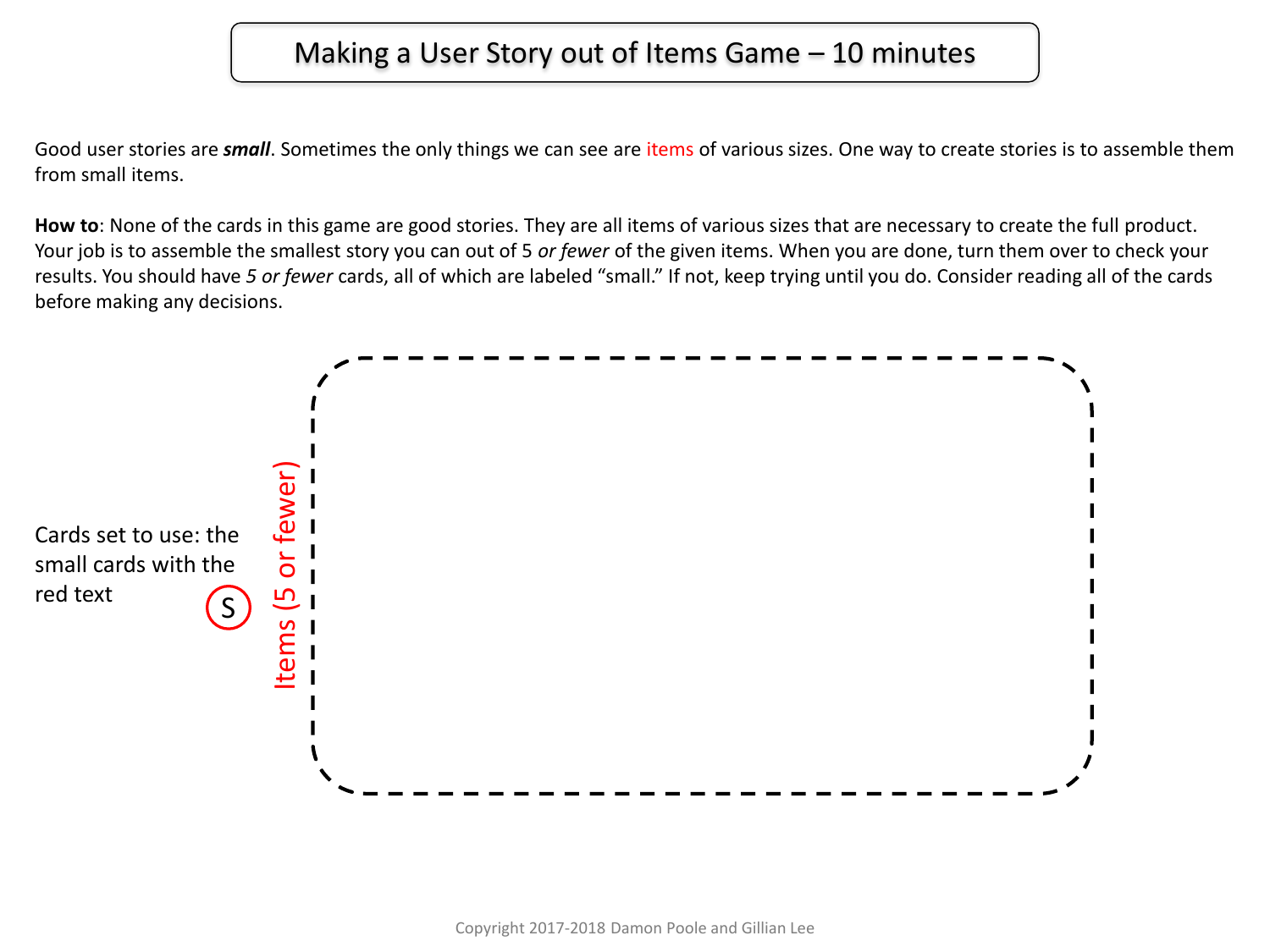# Making a User Story out of Items Game – 10 minutes

Good user stories are ***small***. Sometimes the only things we can see are items of various sizes. One way to create stories is to assemble them from small items.

**How to**: None of the cards in this game are good stories. They are all items of various sizes that are necessary to create the full product. Your job is to assemble the smallest story you can out of 5 *or fewer* of the given items. When you are done, turn them over to check your results. You should have *5 or fewer* cards, all of which are labeled "small." If not, keep trying until you do. Consider reading all of the cards before making any decisions.

Cards set to use: the small cards with the red text S

Items (5 or fewer)

Copyright 2017-2018 Damon Poole and Gillian Lee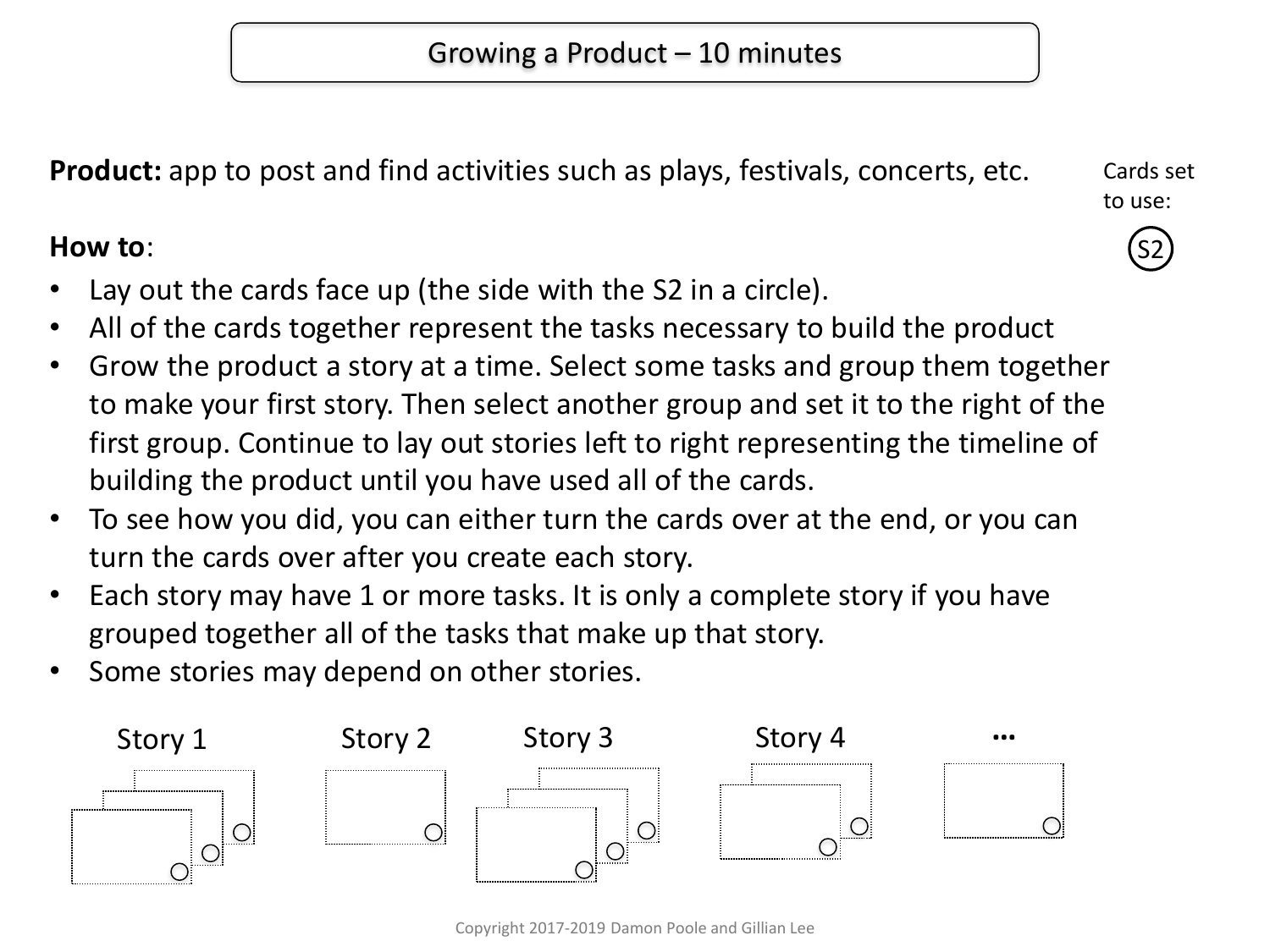# Growing a Product – 10 minutes

Cards set to use: S2

**Product:** app to post and find activities such as plays, festivals, concerts, etc.

**How to**:

- Lay out the cards face up (the side with the S2 in a circle).
- All of the cards together represent the tasks necessary to build the product
- Grow the product a story at a time. Select some tasks and group them together to make your first story. Then select another group and set it to the right of the first group. Continue to lay out stories left to right representing the timeline of building the product until you have used all of the cards.
- To see how you did, you can either turn the cards over at the end, or you can turn the cards over after you create each story.
- Each story may have 1 or more tasks. It is only a complete story if you have grouped together all of the tasks that make up that story.
- Some stories may depend on other stories.

Story 1 Story 2 Story 3 Story 4 …

Copyright 2017-2019 Damon Poole and Gillian Lee